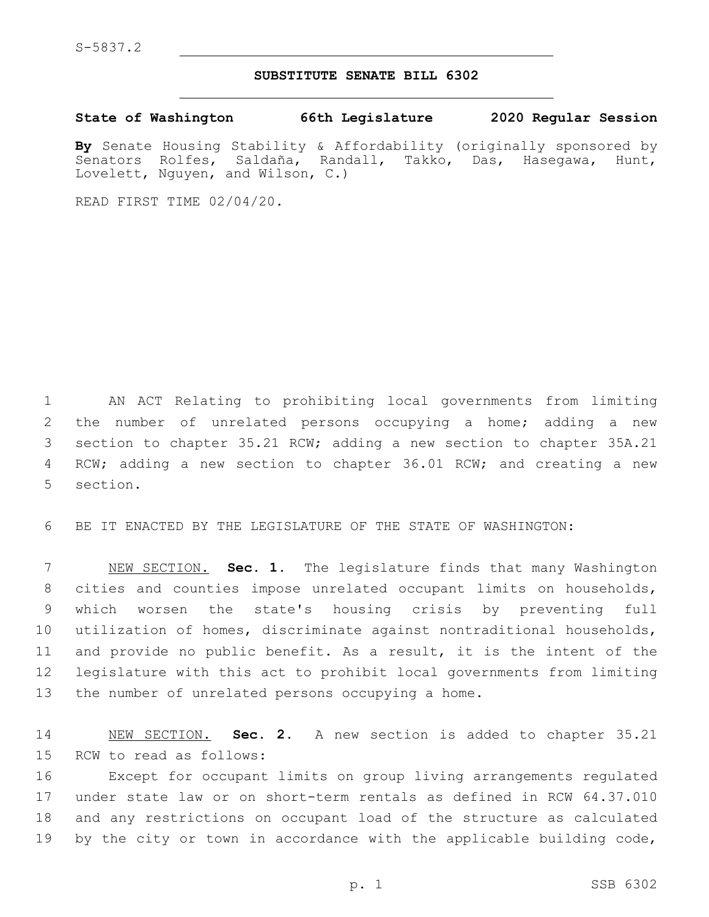S-5837.2

**SUBSTITUTE SENATE BILL 6302**

**State of Washington 66th Legislature 2020 Regular Session**

**By** Senate Housing Stability & Affordability (originally sponsored by Senators Rolfes, Saldaña, Randall, Takko, Das, Hasegawa, Hunt, Lovelett, Nguyen, and Wilson, C.)

READ FIRST TIME 02/04/20.

AN ACT Relating to prohibiting local governments from limiting the number of unrelated persons occupying a home; adding a new section to chapter 35.21 RCW; adding a new section to chapter 35A.21 RCW; adding a new section to chapter 36.01 RCW; and creating a new section.

BE IT ENACTED BY THE LEGISLATURE OF THE STATE OF WASHINGTON:

NEW SECTION. **Sec. 1.** The legislature finds that many Washington cities and counties impose unrelated occupant limits on households, which worsen the state's housing crisis by preventing full utilization of homes, discriminate against nontraditional households, and provide no public benefit. As a result, it is the intent of the legislature with this act to prohibit local governments from limiting the number of unrelated persons occupying a home.

NEW SECTION. **Sec. 2.** A new section is added to chapter 35.21 RCW to read as follows:

Except for occupant limits on group living arrangements regulated under state law or on short-term rentals as defined in RCW 64.37.010 and any restrictions on occupant load of the structure as calculated by the city or town in accordance with the applicable building code,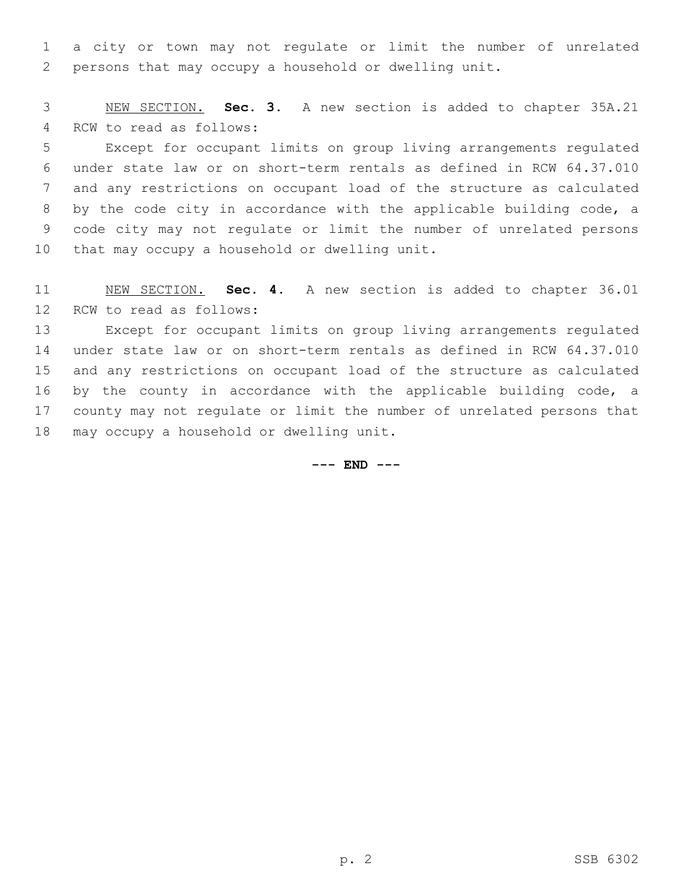a city or town may not regulate or limit the number of unrelated persons that may occupy a household or dwelling unit.

NEW SECTION. **Sec. 3.** A new section is added to chapter 35A.21 RCW to read as follows:

Except for occupant limits on group living arrangements regulated under state law or on short-term rentals as defined in RCW 64.37.010 and any restrictions on occupant load of the structure as calculated by the code city in accordance with the applicable building code, a code city may not regulate or limit the number of unrelated persons that may occupy a household or dwelling unit.

NEW SECTION. **Sec. 4.** A new section is added to chapter 36.01 RCW to read as follows:

Except for occupant limits on group living arrangements regulated under state law or on short-term rentals as defined in RCW 64.37.010 and any restrictions on occupant load of the structure as calculated by the county in accordance with the applicable building code, a county may not regulate or limit the number of unrelated persons that may occupy a household or dwelling unit.

**--- END ---**